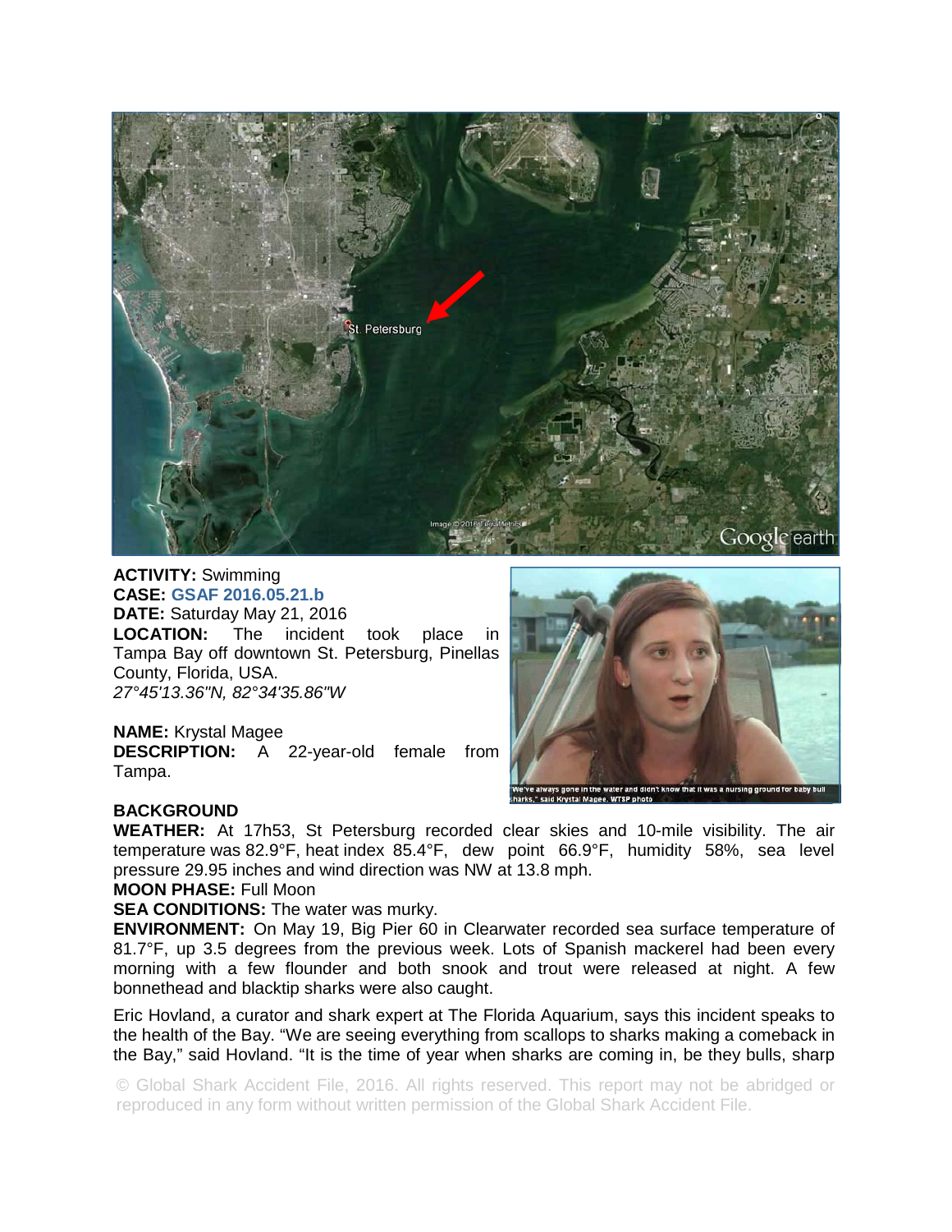**ACTIVITY:** Swimming
**CASE:** GSAF 2016.05.21.b
**DATE:** Saturday May 21, 2016
**LOCATION:** The incident took place in Tampa Bay off downtown St. Petersburg, Pinellas County, Florida, USA.
*27°45'13.36"N, 82°34'35.86"W*

**NAME:** Krystal Magee
**DESCRIPTION:** A 22-year-old female from Tampa.

"We've always gone in the water and didn't know that it was a nursing ground for baby bull sharks," said Krystal Magee. WTSP photo

**BACKGROUND**

**WEATHER:** At 17h53, St Petersburg recorded clear skies and 10-mile visibility. The air temperature was 82.9°F, heat index 85.4°F, dew point 66.9°F, humidity 58%, sea level pressure 29.95 inches and wind direction was NW at 13.8 mph.

**MOON PHASE:** Full Moon

**SEA CONDITIONS:** The water was murky.

**ENVIRONMENT:** On May 19, Big Pier 60 in Clearwater recorded sea surface temperature of 81.7°F, up 3.5 degrees from the previous week. Lots of Spanish mackerel had been every morning with a few flounder and both snook and trout were released at night. A few bonnethead and blacktip sharks were also caught.

Eric Hovland, a curator and shark expert at The Florida Aquarium, says this incident speaks to the health of the Bay. "We are seeing everything from scallops to sharks making a comeback in the Bay," said Hovland. "It is the time of year when sharks are coming in, be they bulls, sharp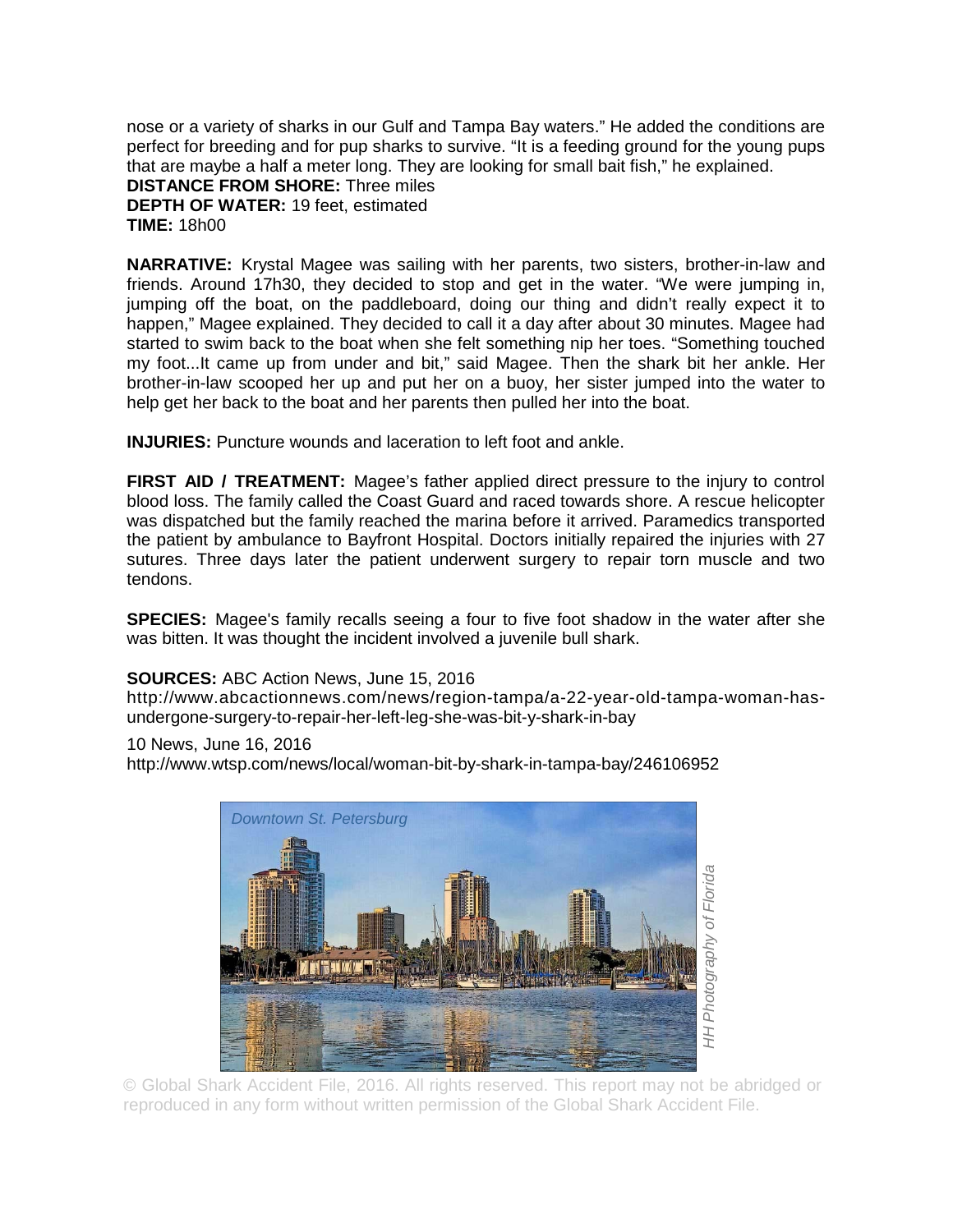nose or a variety of sharks in our Gulf and Tampa Bay waters." He added the conditions are perfect for breeding and for pup sharks to survive. "It is a feeding ground for the young pups that are maybe a half a meter long. They are looking for small bait fish," he explained.
**DISTANCE FROM SHORE:** Three miles
**DEPTH OF WATER:** 19 feet, estimated
**TIME:** 18h00

**NARRATIVE:** Krystal Magee was sailing with her parents, two sisters, brother-in-law and friends. Around 17h30, they decided to stop and get in the water. "We were jumping in, jumping off the boat, on the paddleboard, doing our thing and didn't really expect it to happen," Magee explained. They decided to call it a day after about 30 minutes. Magee had started to swim back to the boat when she felt something nip her toes. "Something touched my foot...It came up from under and bit," said Magee. Then the shark bit her ankle. Her brother-in-law scooped her up and put her on a buoy, her sister jumped into the water to help get her back to the boat and her parents then pulled her into the boat.

**INJURIES:** Puncture wounds and laceration to left foot and ankle.

**FIRST AID / TREATMENT:** Magee's father applied direct pressure to the injury to control blood loss. The family called the Coast Guard and raced towards shore. A rescue helicopter was dispatched but the family reached the marina before it arrived. Paramedics transported the patient by ambulance to Bayfront Hospital. Doctors initially repaired the injuries with 27 sutures. Three days later the patient underwent surgery to repair torn muscle and two tendons.

**SPECIES:** Magee's family recalls seeing a four to five foot shadow in the water after she was bitten. It was thought the incident involved a juvenile bull shark.

**SOURCES:** ABC Action News, June 15, 2016
http://www.abcactionnews.com/news/region-tampa/a-22-year-old-tampa-woman-has-undergone-surgery-to-repair-her-left-leg-she-was-bit-y-shark-in-bay

10 News, June 16, 2016
http://www.wtsp.com/news/local/woman-bit-by-shark-in-tampa-bay/246106952

*Downtown St. Petersburg*

*HH Photography of Florida*

© Global Shark Accident File, 2016. All rights reserved. This report may not be abridged or reproduced in any form without written permission of the Global Shark Accident File.